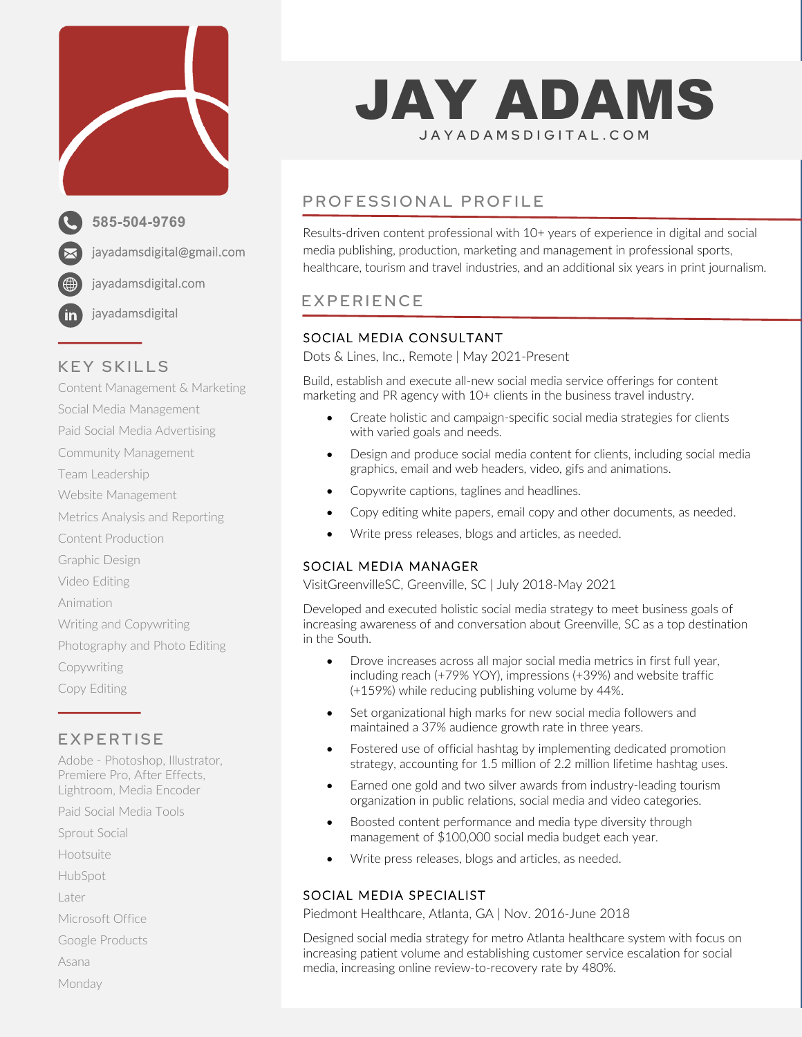# JAY ADAMS

JAYADAMSDIGITAL.COM

585-504-9769

jayadamsdigital@gmail.com

jayadamsdigital.com

jayadamsdigital

## KEY SKILLS

Content Management & Marketing
Social Media Management
Paid Social Media Advertising
Community Management
Team Leadership
Website Management
Metrics Analysis and Reporting
Content Production
Graphic Design
Video Editing
Animation
Writing and Copywriting
Photography and Photo Editing
Copywriting
Copy Editing

## EXPERTISE

Adobe - Photoshop, Illustrator, Premiere Pro, After Effects, Lightroom, Media Encoder
Paid Social Media Tools
Sprout Social
Hootsuite
HubSpot
Later
Microsoft Office
Google Products
Asana
Monday

## PROFESSIONAL PROFILE

Results-driven content professional with 10+ years of experience in digital and social media publishing, production, marketing and management in professional sports, healthcare, tourism and travel industries, and an additional six years in print journalism.

## EXPERIENCE

### SOCIAL MEDIA CONSULTANT

Dots & Lines, Inc., Remote | May 2021-Present

Build, establish and execute all-new social media service offerings for content marketing and PR agency with 10+ clients in the business travel industry.

- Create holistic and campaign-specific social media strategies for clients with varied goals and needs.
- Design and produce social media content for clients, including social media graphics, email and web headers, video, gifs and animations.
- Copywrite captions, taglines and headlines.
- Copy editing white papers, email copy and other documents, as needed.
- Write press releases, blogs and articles, as needed.

### SOCIAL MEDIA MANAGER

VisitGreenvilleSC, Greenville, SC | July 2018-May 2021

Developed and executed holistic social media strategy to meet business goals of increasing awareness of and conversation about Greenville, SC as a top destination in the South.

- Drove increases across all major social media metrics in first full year, including reach (+79% YOY), impressions (+39%) and website traffic (+159%) while reducing publishing volume by 44%.
- Set organizational high marks for new social media followers and maintained a 37% audience growth rate in three years.
- Fostered use of official hashtag by implementing dedicated promotion strategy, accounting for 1.5 million of 2.2 million lifetime hashtag uses.
- Earned one gold and two silver awards from industry-leading tourism organization in public relations, social media and video categories.
- Boosted content performance and media type diversity through management of $100,000 social media budget each year.
- Write press releases, blogs and articles, as needed.

### SOCIAL MEDIA SPECIALIST

Piedmont Healthcare, Atlanta, GA | Nov. 2016-June 2018

Designed social media strategy for metro Atlanta healthcare system with focus on increasing patient volume and establishing customer service escalation for social media, increasing online review-to-recovery rate by 480%.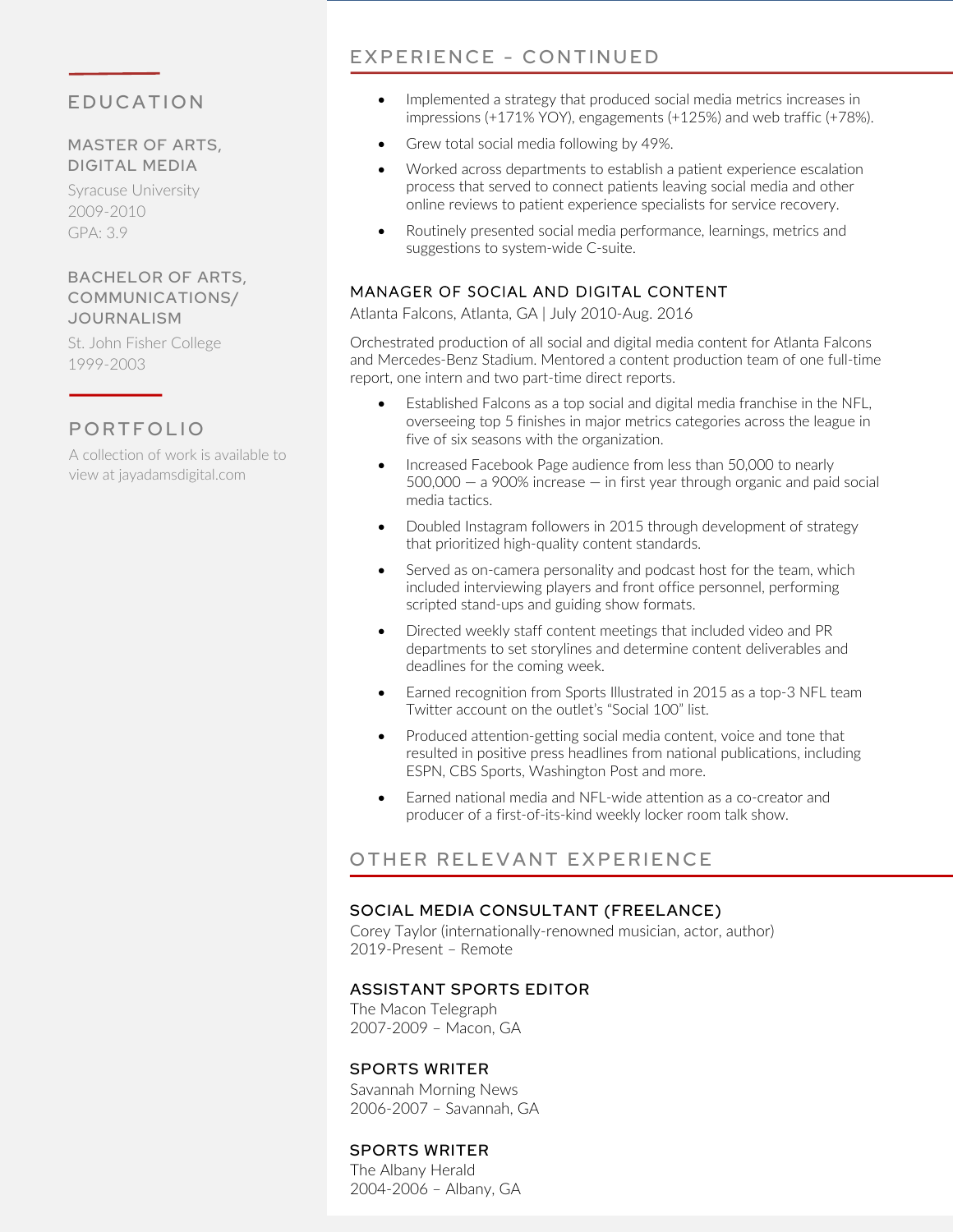## EDUCATION

### MASTER OF ARTS, DIGITAL MEDIA

Syracuse University
2009-2010
GPA: 3.9

### BACHELOR OF ARTS, COMMUNICATIONS/ JOURNALISM

St. John Fisher College
1999-2003

## PORTFOLIO

A collection of work is available to view at jayadamsdigital.com

## EXPERIENCE – CONTINUED

- Implemented a strategy that produced social media metrics increases in impressions (+171% YOY), engagements (+125%) and web traffic (+78%).
- Grew total social media following by 49%.
- Worked across departments to establish a patient experience escalation process that served to connect patients leaving social media and other online reviews to patient experience specialists for service recovery.
- Routinely presented social media performance, learnings, metrics and suggestions to system-wide C-suite.

### MANAGER OF SOCIAL AND DIGITAL CONTENT

Atlanta Falcons, Atlanta, GA | July 2010-Aug. 2016

Orchestrated production of all social and digital media content for Atlanta Falcons and Mercedes-Benz Stadium. Mentored a content production team of one full-time report, one intern and two part-time direct reports.

- Established Falcons as a top social and digital media franchise in the NFL, overseeing top 5 finishes in major metrics categories across the league in five of six seasons with the organization.
- Increased Facebook Page audience from less than 50,000 to nearly 500,000 — a 900% increase — in first year through organic and paid social media tactics.
- Doubled Instagram followers in 2015 through development of strategy that prioritized high-quality content standards.
- Served as on-camera personality and podcast host for the team, which included interviewing players and front office personnel, performing scripted stand-ups and guiding show formats.
- Directed weekly staff content meetings that included video and PR departments to set storylines and determine content deliverables and deadlines for the coming week.
- Earned recognition from Sports Illustrated in 2015 as a top-3 NFL team Twitter account on the outlet's "Social 100" list.
- Produced attention-getting social media content, voice and tone that resulted in positive press headlines from national publications, including ESPN, CBS Sports, Washington Post and more.
- Earned national media and NFL-wide attention as a co-creator and producer of a first-of-its-kind weekly locker room talk show.

## OTHER RELEVANT EXPERIENCE

### SOCIAL MEDIA CONSULTANT (FREELANCE)

Corey Taylor (internationally-renowned musician, actor, author)
2019-Present – Remote

### ASSISTANT SPORTS EDITOR

The Macon Telegraph
2007-2009 – Macon, GA

### SPORTS WRITER

Savannah Morning News
2006-2007 – Savannah, GA

### SPORTS WRITER

The Albany Herald
2004-2006 – Albany, GA